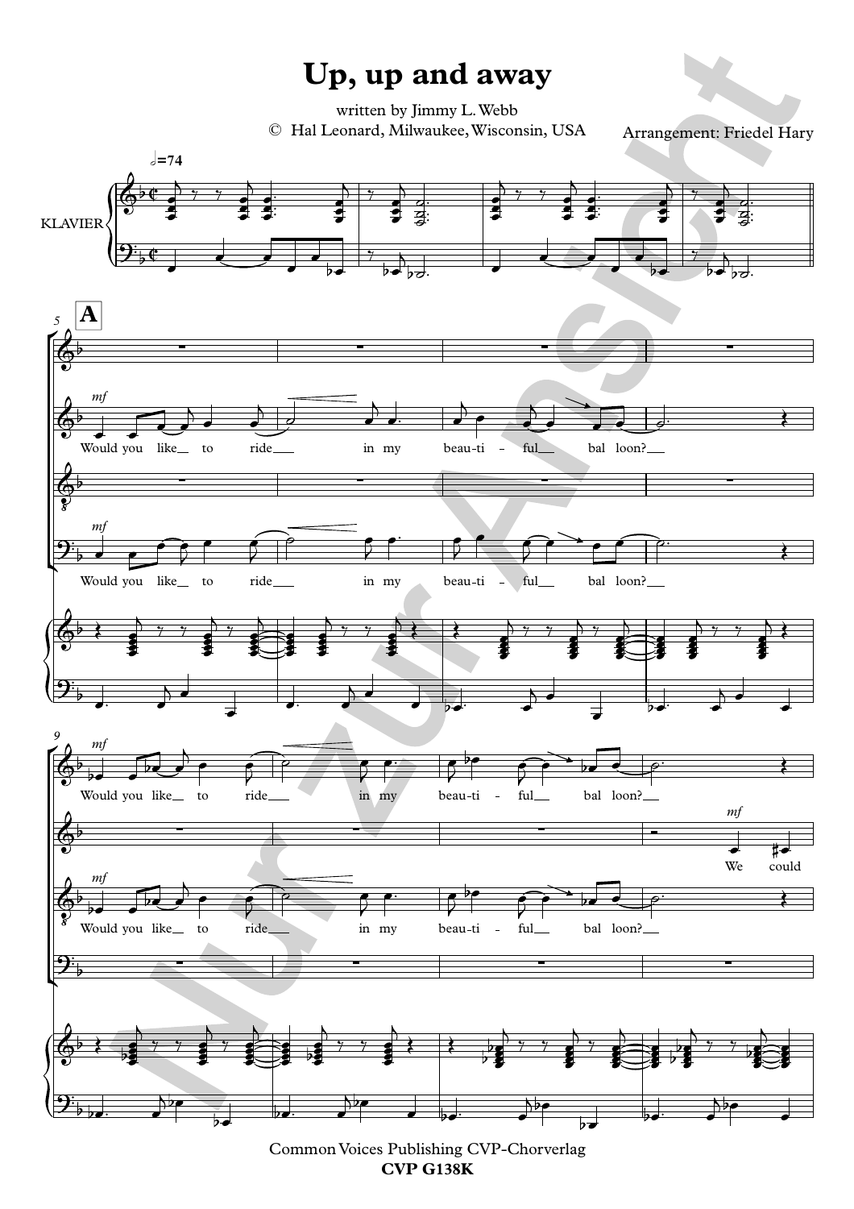# Up, up and away

written by Jimmy L. Webb

© Hal Leonard, Milwaukee, Wisconsin, USA

Arrangement: Friedel Hary

Common Voices Publishing CVP-Chorverlag

**CVP G138K**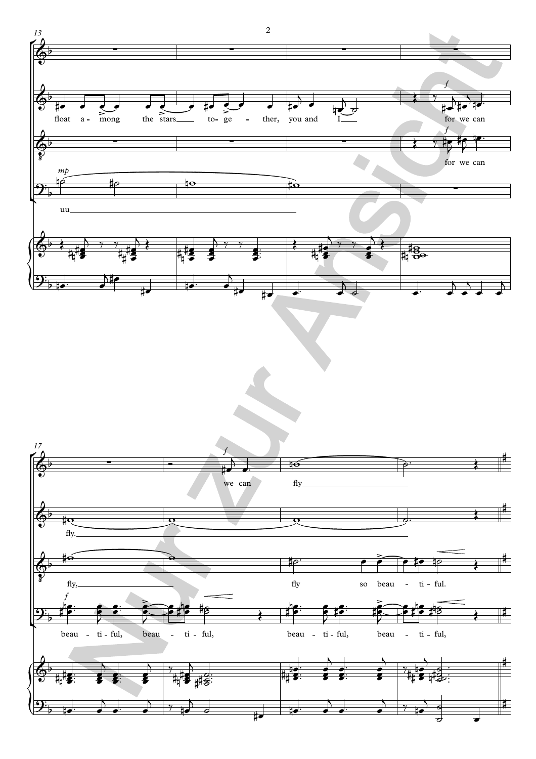float a - mong the stars to - ge - ther, you and I

for we can

for we can

uu

we can fly

fly.

fly, fly so beau - ti - ful.

beau - ti - ful, beau - ti - ful, beau - ti - ful, beau - ti - ful,

Nur zur Ansicht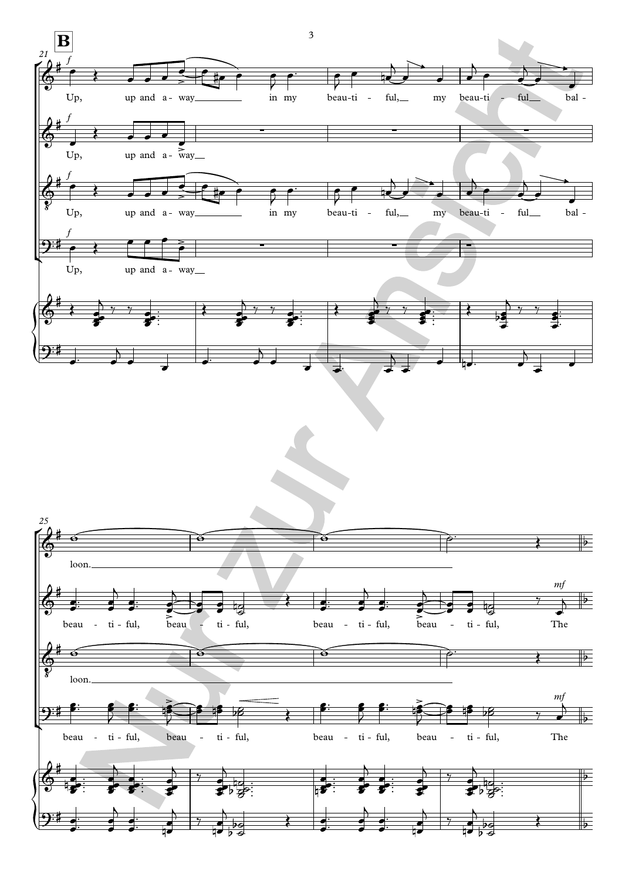**B**

Up, up and a - way in my beau-ti - ful, my beau-ti - ful bal - loon.

Up, up and a - way

Up, up and a - way in my beau-ti - ful, my beau-ti - ful bal - loon.

Up, up and a - way

beau - ti - ful, beau - ti - ful, beau - ti - ful, beau - ti - ful, The

beau - ti - ful, beau - ti - ful, beau - ti - ful, beau - ti - ful, The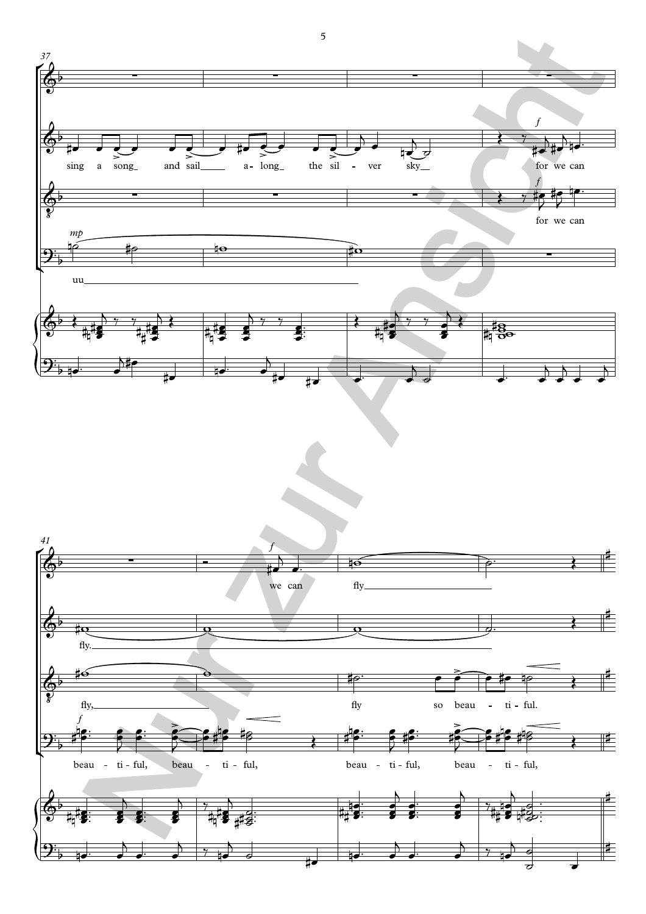sing a song and sail a - long the sil - ver sky for we can

for we can

uu

fly.

we can fly

fly, fly so beau - ti - ful.

beau - ti - ful, beau - ti - ful, beau - ti - ful, beau - ti - ful,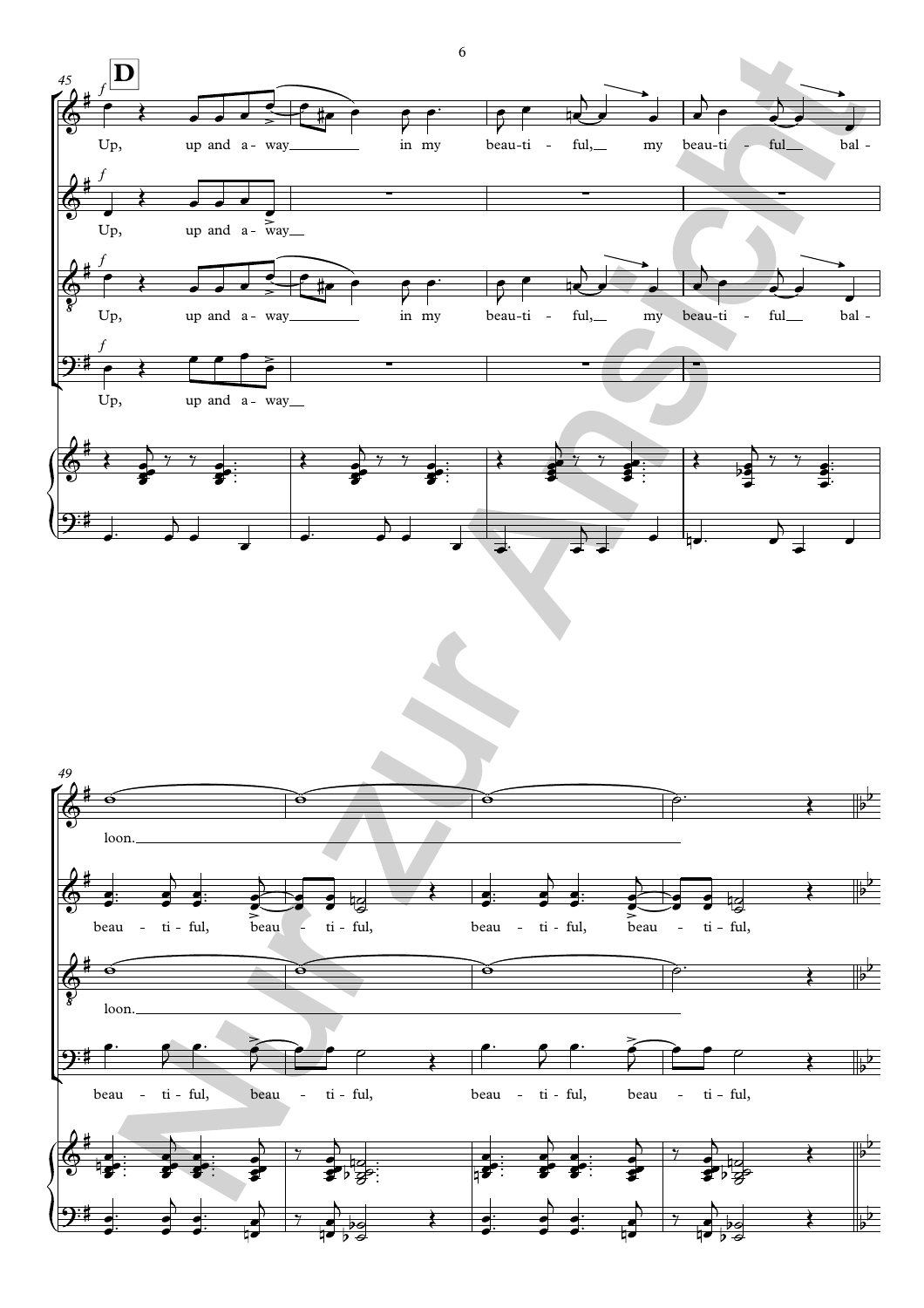**D**

*f*

Up, up and a - way in my beau-ti - ful, my beau-ti - ful bal - loon.

Up, up and a - way

Up, up and a - way in my beau-ti - ful, my beau-ti - ful bal - loon.

Up, up and a - way

beau - ti - ful, beau - ti - ful, beau - ti - ful, beau - ti - ful,

beau - ti - ful, beau - ti - ful, beau - ti - ful, beau - ti - ful,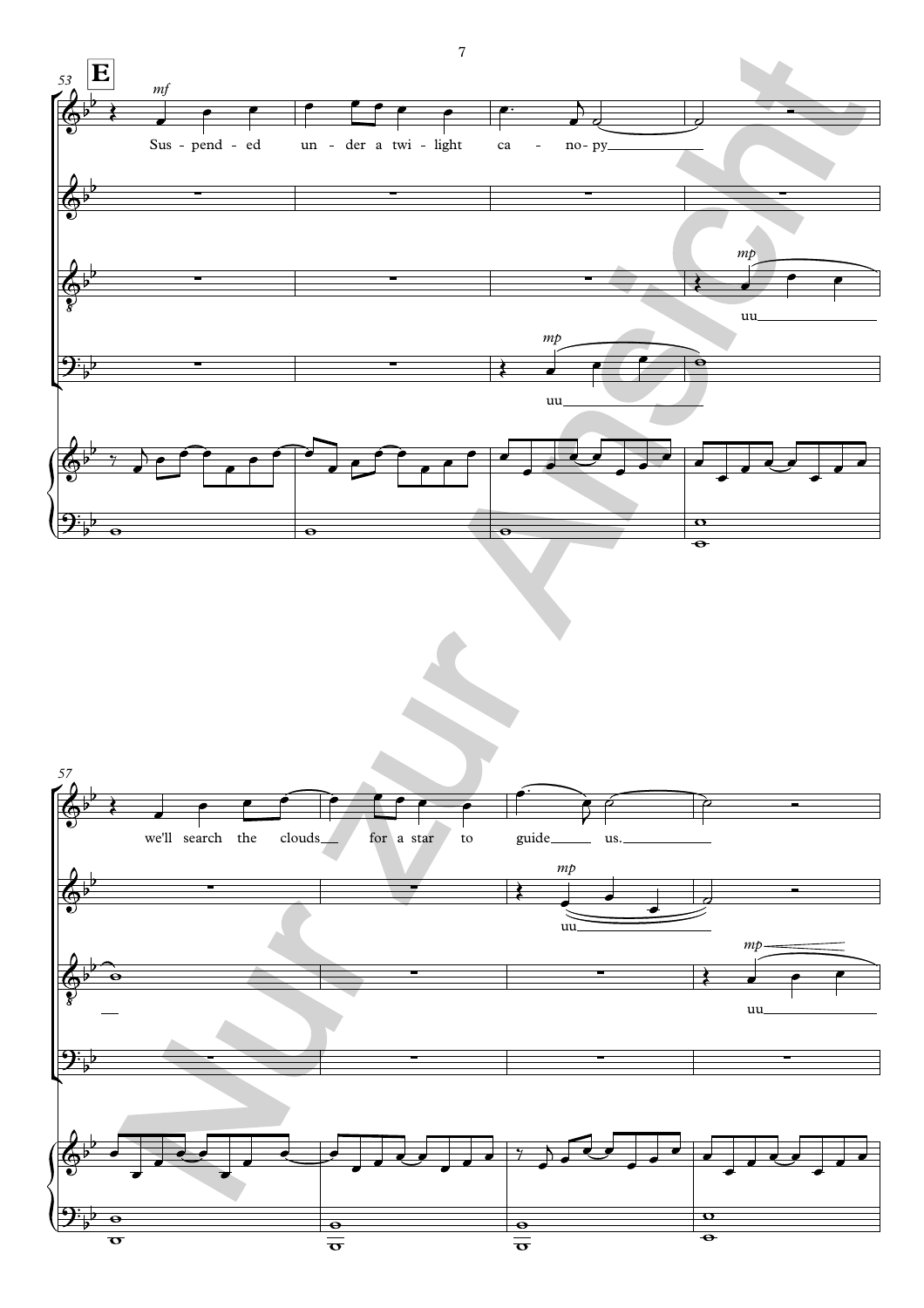**E**

*mf*

Sus - pend - ed un - der a twi - light ca - no-py

*mp*

uu

we'll search the clouds for a star to guide us.

*mp*

uu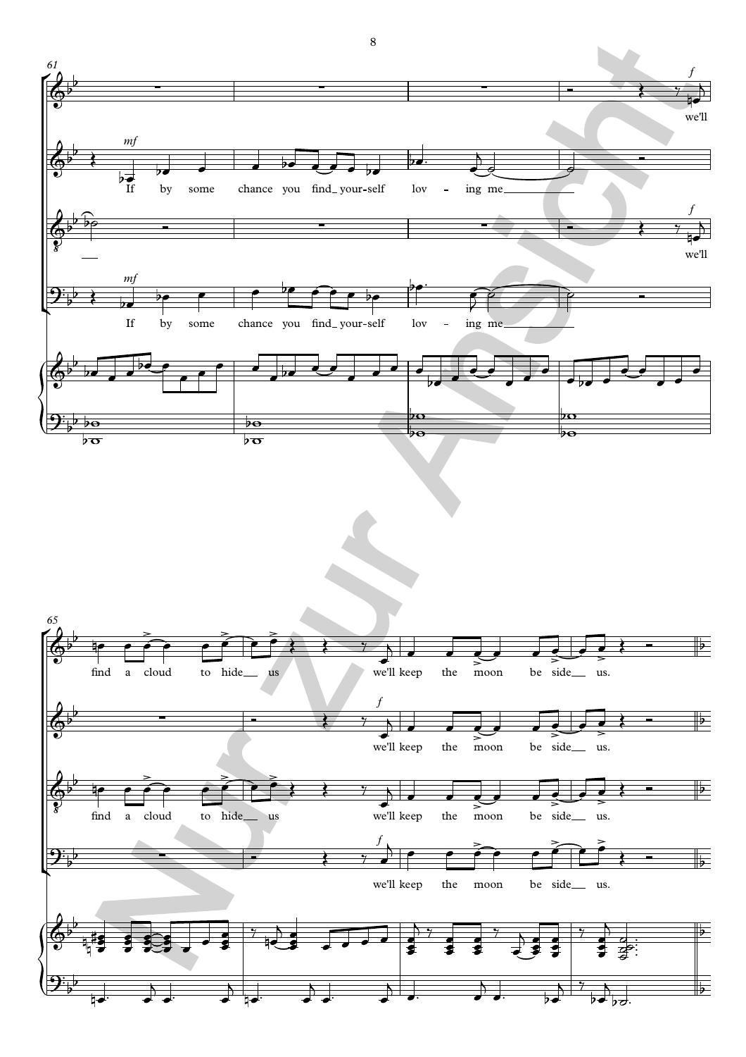61

If by some chance you find your-self lov - ing me

we'll

65

find a cloud to hide us we'll keep the moon be side us.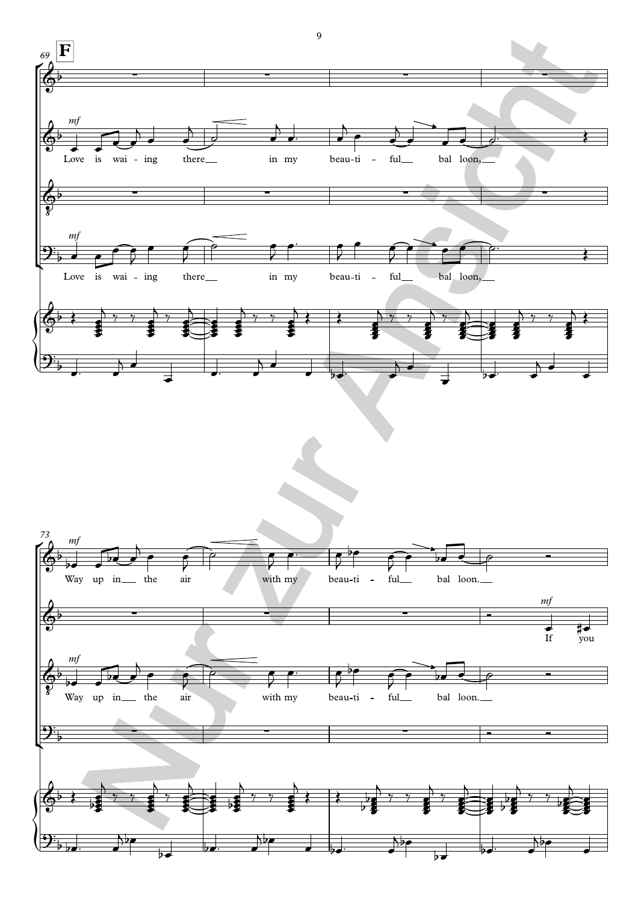**F**

69

*mf*

Love is wai - ing there__ in my beau - ti - ful__ bal loon,__

*mf*

Love is wai - ing there__ in my beau - ti - ful__ bal loon,__

73

*mf*

Way up in__ the air with my beau - ti - ful__ bal loon.__

*mf*

If you

*mf*

Way up in__ the air with my beau - ti - ful__ bal loon.__

Nur zur Ansicht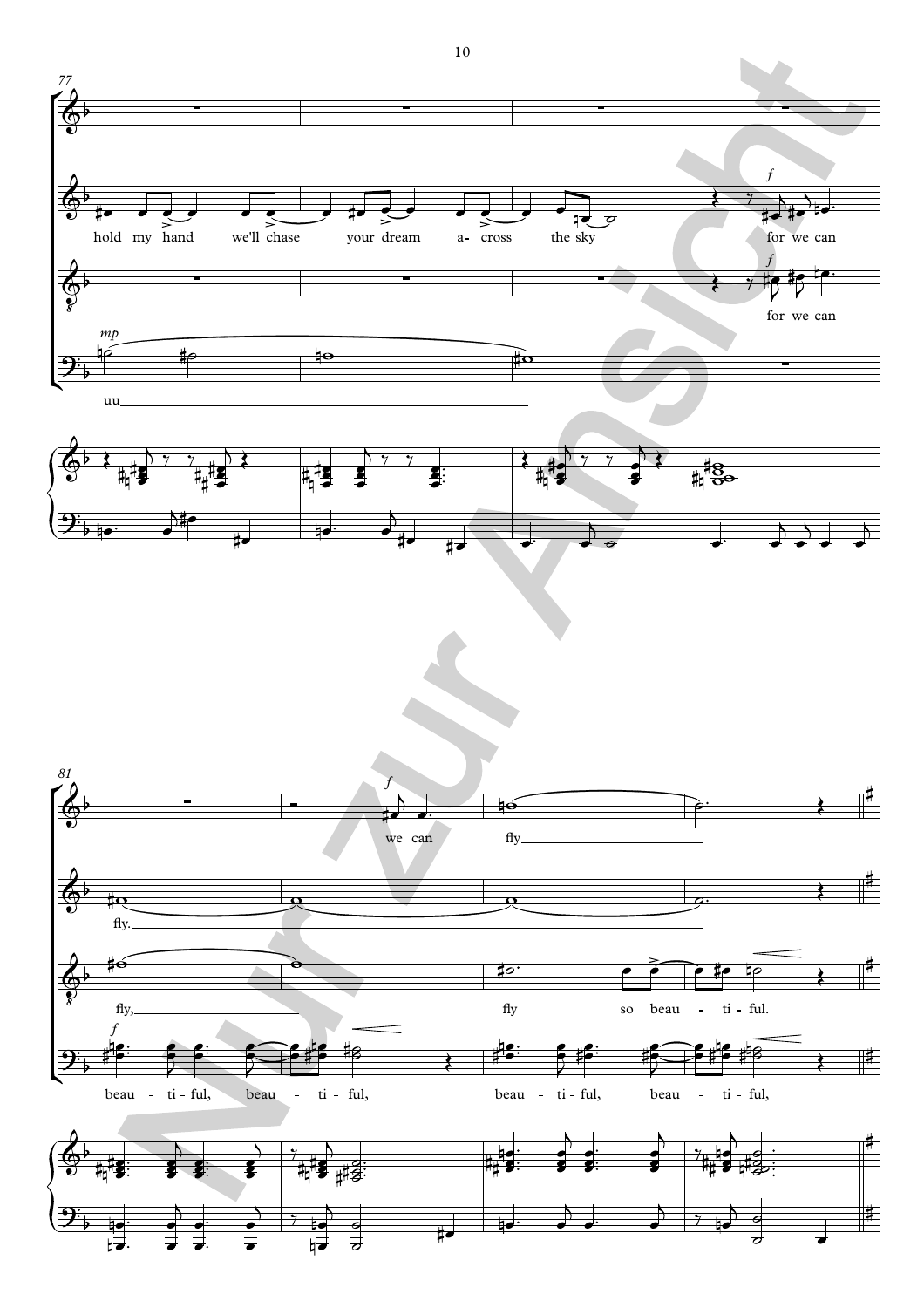77

hold my hand we'll chase your dream a - cross the sky

for we can

for we can

uu

81

we can fly

fly.

fly, fly so beau - ti - ful.

beau - ti - ful, beau - ti - ful, beau - ti - ful, beau - ti - ful,

Nur zur Ansicht